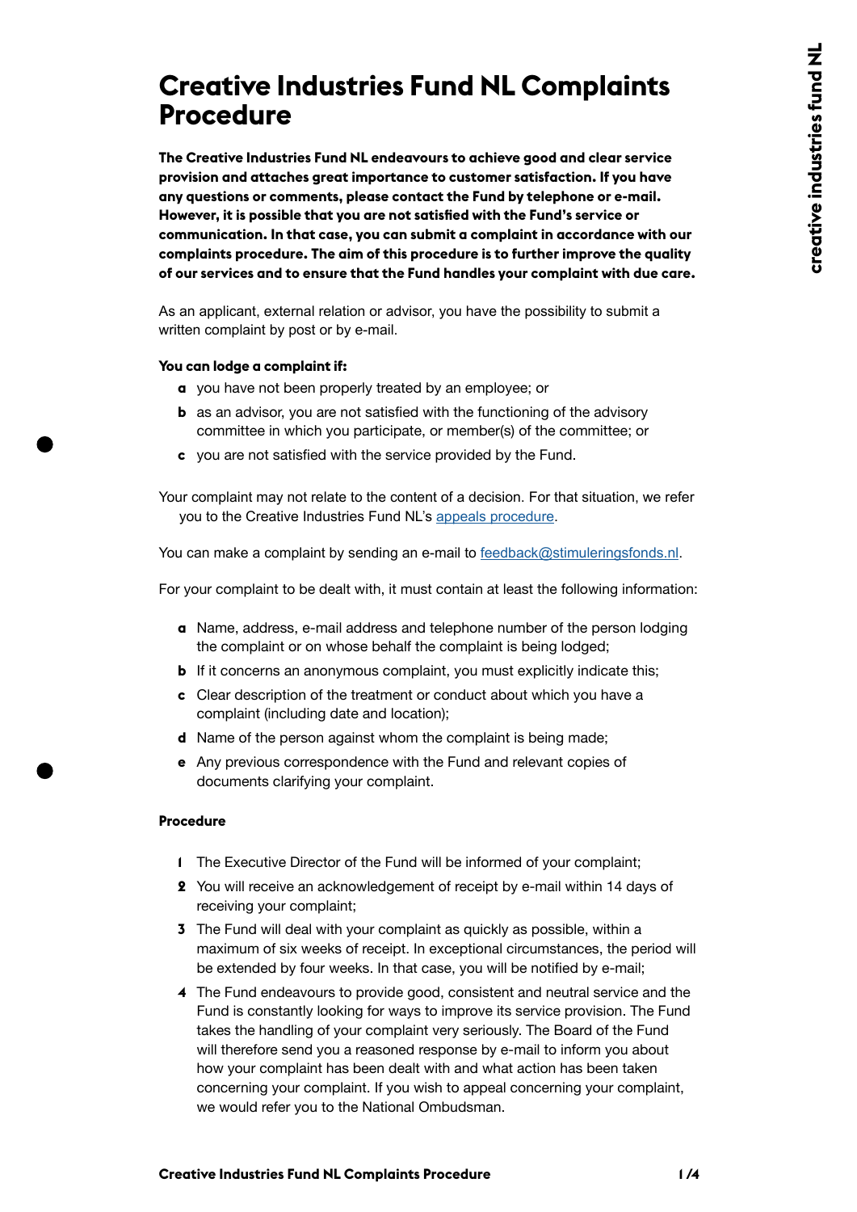# Creative Industries Fund NL Complaints Procedure

**The Creative Industries Fund NL endeavours to achieve good and clear service provision and attaches great importance to customer satisfaction. If you have any questions or comments, please contact the Fund by telephone or e-mail. However, it is possible that you are not satisfied with the Fund's service or communication. In that case, you can submit a complaint in accordance with our complaints procedure. The aim of this procedure is to further improve the quality of our services and to ensure that the Fund handles your complaint with due care.**

As an applicant, external relation or advisor, you have the possibility to submit a written complaint by post or by e-mail.

**You can lodge a complaint if:**

- **a** you have not been properly treated by an employee; or
- **b** as an advisor, you are not satisfied with the functioning of the advisory committee in which you participate, or member(s) of the committee; or
- **c** you are not satisfied with the service provided by the Fund.

Your complaint may not relate to the content of a decision. For that situation, we refer you to the Creative Industries Fund NL's appeals procedure.

You can make a complaint by sending an e-mail to feedback@stimuleringsfonds.nl.

For your complaint to be dealt with, it must contain at least the following information:

- **a** Name, address, e-mail address and telephone number of the person lodging the complaint or on whose behalf the complaint is being lodged;
- **b** If it concerns an anonymous complaint, you must explicitly indicate this;
- **c** Clear description of the treatment or conduct about which you have a complaint (including date and location);
- **d** Name of the person against whom the complaint is being made;
- **e** Any previous correspondence with the Fund and relevant copies of documents clarifying your complaint.

**Procedure**

1. The Executive Director of the Fund will be informed of your complaint;
2. You will receive an acknowledgement of receipt by e-mail within 14 days of receiving your complaint;
3. The Fund will deal with your complaint as quickly as possible, within a maximum of six weeks of receipt. In exceptional circumstances, the period will be extended by four weeks. In that case, you will be notified by e-mail;
4. The Fund endeavours to provide good, consistent and neutral service and the Fund is constantly looking for ways to improve its service provision. The Fund takes the handling of your complaint very seriously. The Board of the Fund will therefore send you a reasoned response by e-mail to inform you about how your complaint has been dealt with and what action has been taken concerning your complaint. If you wish to appeal concerning your complaint, we would refer you to the National Ombudsman.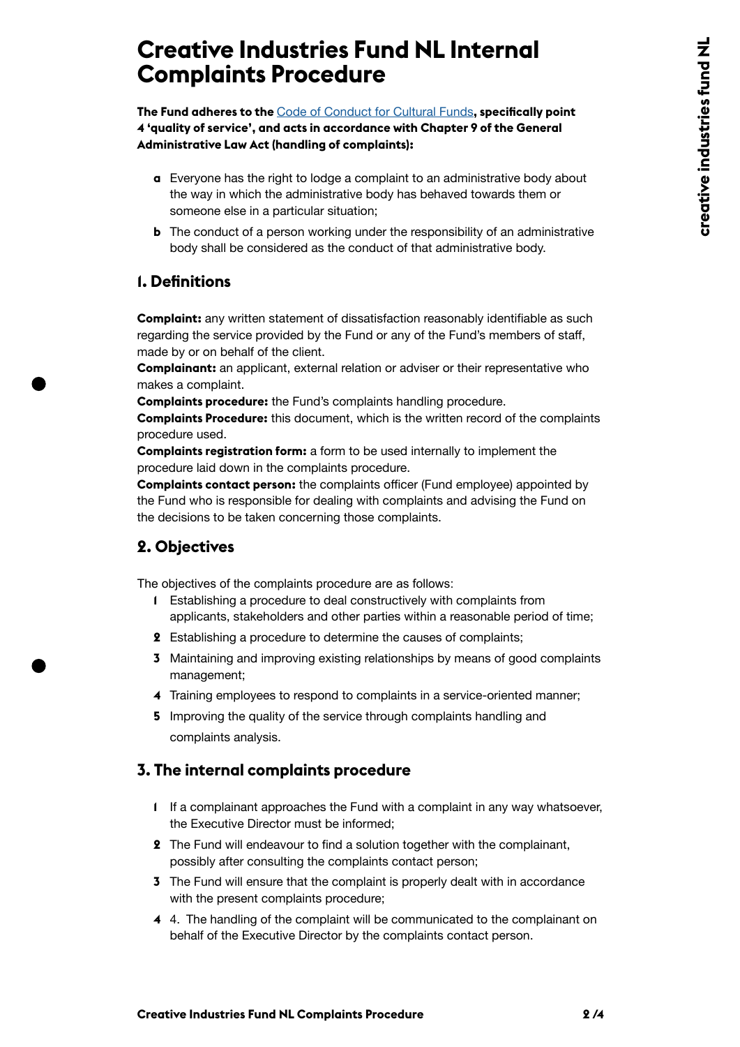# Creative Industries Fund NL Internal Complaints Procedure

**The Fund adheres to the** [Code of Conduct for Cultural Funds]**, specifically point 4 'quality of service', and acts in accordance with Chapter 9 of the General Administrative Law Act (handling of complaints):**

- **a** Everyone has the right to lodge a complaint to an administrative body about the way in which the administrative body has behaved towards them or someone else in a particular situation;
- **b** The conduct of a person working under the responsibility of an administrative body shall be considered as the conduct of that administrative body.

## 1. Definitions

**Complaint:** any written statement of dissatisfaction reasonably identifiable as such regarding the service provided by the Fund or any of the Fund's members of staff, made by or on behalf of the client.
**Complainant:** an applicant, external relation or adviser or their representative who makes a complaint.
**Complaints procedure:** the Fund's complaints handling procedure.
**Complaints Procedure:** this document, which is the written record of the complaints procedure used.
**Complaints registration form:** a form to be used internally to implement the procedure laid down in the complaints procedure.
**Complaints contact person:** the complaints officer (Fund employee) appointed by the Fund who is responsible for dealing with complaints and advising the Fund on the decisions to be taken concerning those complaints.

## 2. Objectives

The objectives of the complaints procedure are as follows:

1. Establishing a procedure to deal constructively with complaints from applicants, stakeholders and other parties within a reasonable period of time;
2. Establishing a procedure to determine the causes of complaints;
3. Maintaining and improving existing relationships by means of good complaints management;
4. Training employees to respond to complaints in a service-oriented manner;
5. Improving the quality of the service through complaints handling and complaints analysis.

## 3. The internal complaints procedure

1. If a complainant approaches the Fund with a complaint in any way whatsoever, the Executive Director must be informed;
2. The Fund will endeavour to find a solution together with the complainant, possibly after consulting the complaints contact person;
3. The Fund will ensure that the complaint is properly dealt with in accordance with the present complaints procedure;
4. 4. The handling of the complaint will be communicated to the complainant on behalf of the Executive Director by the complaints contact person.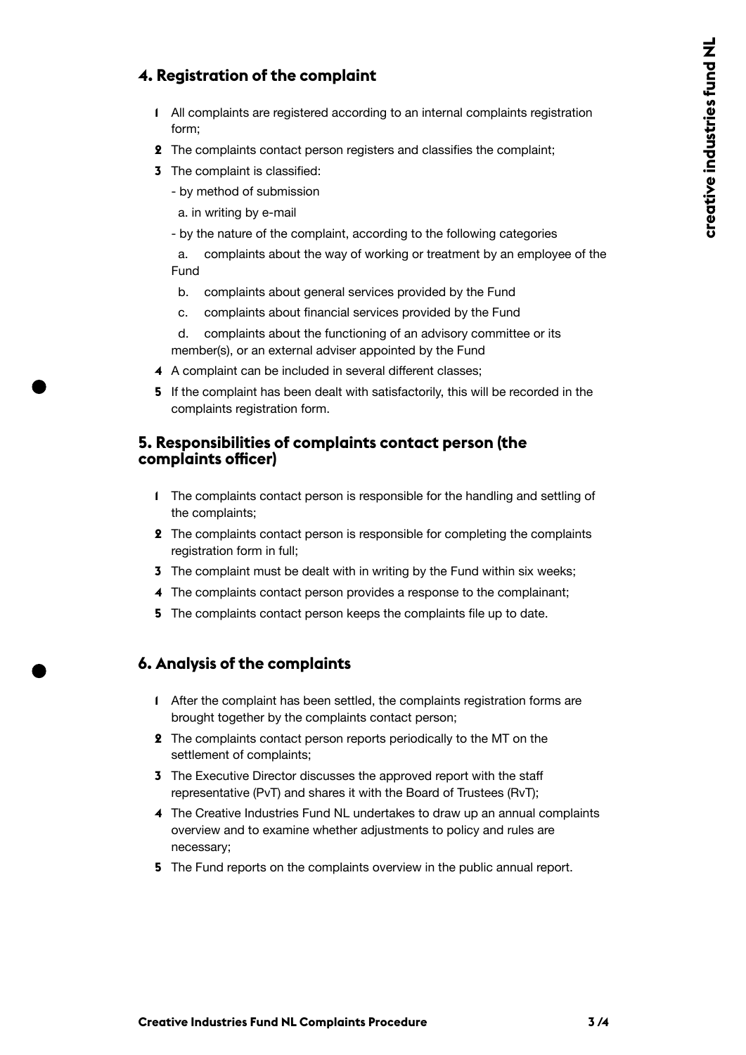## 4. Registration of the complaint

1. All complaints are registered according to an internal complaints registration form;
2. The complaints contact person registers and classifies the complaint;
3. The complaint is classified:
   - by method of submission
     a. in writing by e-mail
   - by the nature of the complaint, according to the following categories
     a. complaints about the way of working or treatment by an employee of the Fund
     b. complaints about general services provided by the Fund
     c. complaints about financial services provided by the Fund
     d. complaints about the functioning of an advisory committee or its member(s), or an external adviser appointed by the Fund
4. A complaint can be included in several different classes;
5. If the complaint has been dealt with satisfactorily, this will be recorded in the complaints registration form.

## 5. Responsibilities of complaints contact person (the complaints officer)

1. The complaints contact person is responsible for the handling and settling of the complaints;
2. The complaints contact person is responsible for completing the complaints registration form in full;
3. The complaint must be dealt with in writing by the Fund within six weeks;
4. The complaints contact person provides a response to the complainant;
5. The complaints contact person keeps the complaints file up to date.

## 6. Analysis of the complaints

1. After the complaint has been settled, the complaints registration forms are brought together by the complaints contact person;
2. The complaints contact person reports periodically to the MT on the settlement of complaints;
3. The Executive Director discusses the approved report with the staff representative (PvT) and shares it with the Board of Trustees (RvT);
4. The Creative Industries Fund NL undertakes to draw up an annual complaints overview and to examine whether adjustments to policy and rules are necessary;
5. The Fund reports on the complaints overview in the public annual report.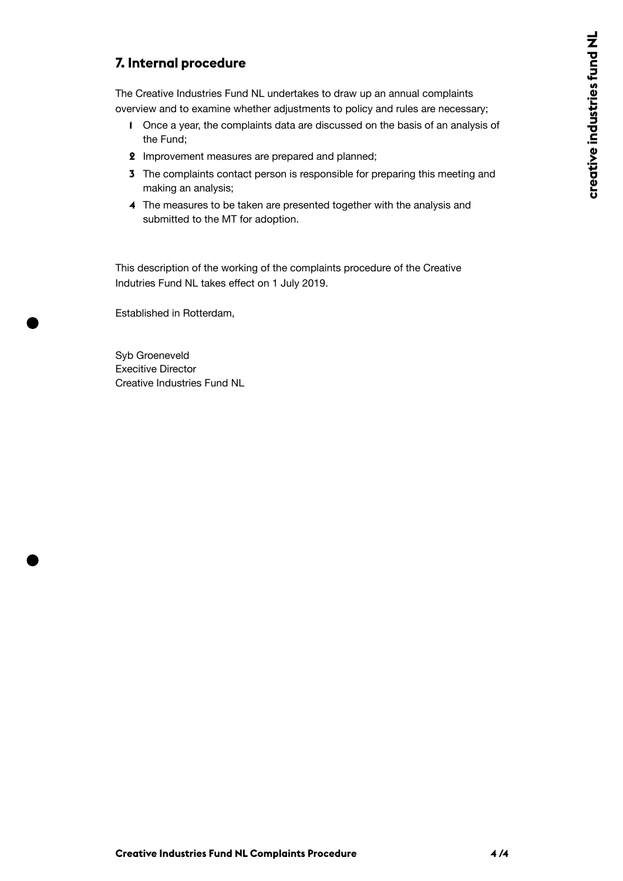## 7. Internal procedure

The Creative Industries Fund NL undertakes to draw up an annual complaints overview and to examine whether adjustments to policy and rules are necessary;

1. Once a year, the complaints data are discussed on the basis of an analysis of the Fund;
2. Improvement measures are prepared and planned;
3. The complaints contact person is responsible for preparing this meeting and making an analysis;
4. The measures to be taken are presented together with the analysis and submitted to the MT for adoption.

This description of the working of the complaints procedure of the Creative Indutries Fund NL takes effect on 1 July 2019.

Established in Rotterdam,

Syb Groeneveld  
Execitive Director  
Creative Industries Fund NL